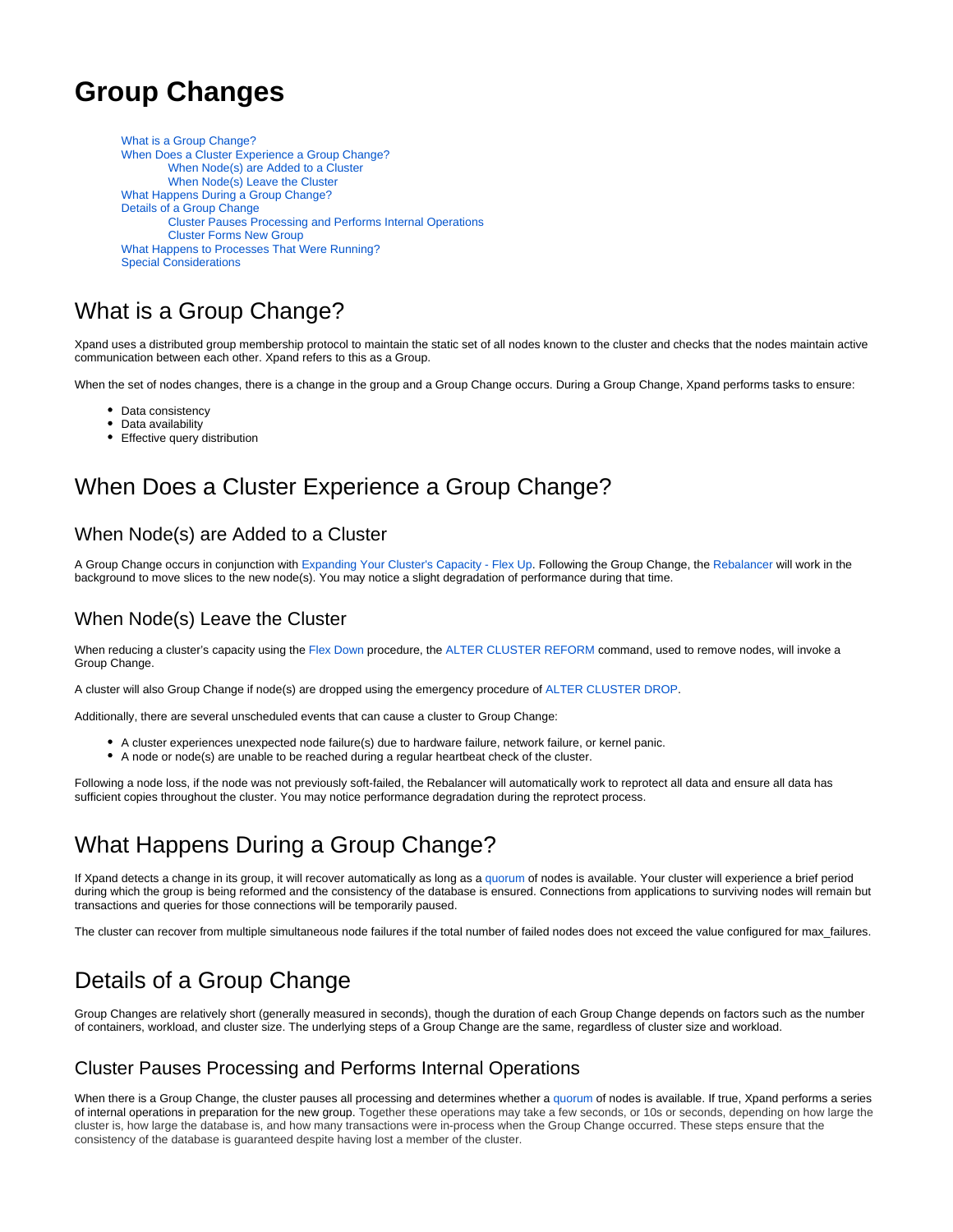# Group Changes

- What is a Group Change?
- When Does a Cluster Experience a Group Change?
    - When Node(s) are Added to a Cluster
    - When Node(s) Leave the Cluster
- What Happens During a Group Change?
- Details of a Group Change
    - Cluster Pauses Processing and Performs Internal Operations
    - Cluster Forms New Group
- What Happens to Processes That Were Running?
- Special Considerations

## What is a Group Change?

Xpand uses a distributed group membership protocol to maintain the static set of all nodes known to the cluster and checks that the nodes maintain active communication between each other. Xpand refers to this as a Group.

When the set of nodes changes, there is a change in the group and a Group Change occurs. During a Group Change, Xpand performs tasks to ensure:

- Data consistency
- Data availability
- Effective query distribution

## When Does a Cluster Experience a Group Change?

### When Node(s) are Added to a Cluster

A Group Change occurs in conjunction with Expanding Your Cluster's Capacity - Flex Up. Following the Group Change, the Rebalancer will work in the background to move slices to the new node(s). You may notice a slight degradation of performance during that time.

### When Node(s) Leave the Cluster

When reducing a cluster's capacity using the Flex Down procedure, the ALTER CLUSTER REFORM command, used to remove nodes, will invoke a Group Change.

A cluster will also Group Change if node(s) are dropped using the emergency procedure of ALTER CLUSTER DROP.

Additionally, there are several unscheduled events that can cause a cluster to Group Change:

- A cluster experiences unexpected node failure(s) due to hardware failure, network failure, or kernel panic.
- A node or node(s) are unable to be reached during a regular heartbeat check of the cluster.

Following a node loss, if the node was not previously soft-failed, the Rebalancer will automatically work to reprotect all data and ensure all data has sufficient copies throughout the cluster. You may notice performance degradation during the reprotect process.

## What Happens During a Group Change?

If Xpand detects a change in its group, it will recover automatically as long as a quorum of nodes is available. Your cluster will experience a brief period during which the group is being reformed and the consistency of the database is ensured. Connections from applications to surviving nodes will remain but transactions and queries for those connections will be temporarily paused.

The cluster can recover from multiple simultaneous node failures if the total number of failed nodes does not exceed the value configured for max_failures.

## Details of a Group Change

Group Changes are relatively short (generally measured in seconds), though the duration of each Group Change depends on factors such as the number of containers, workload, and cluster size. The underlying steps of a Group Change are the same, regardless of cluster size and workload.

### Cluster Pauses Processing and Performs Internal Operations

When there is a Group Change, the cluster pauses all processing and determines whether a quorum of nodes is available. If true, Xpand performs a series of internal operations in preparation for the new group. Together these operations may take a few seconds, or 10s or seconds, depending on how large the cluster is, how large the database is, and how many transactions were in-process when the Group Change occurred. These steps ensure that the consistency of the database is guaranteed despite having lost a member of the cluster.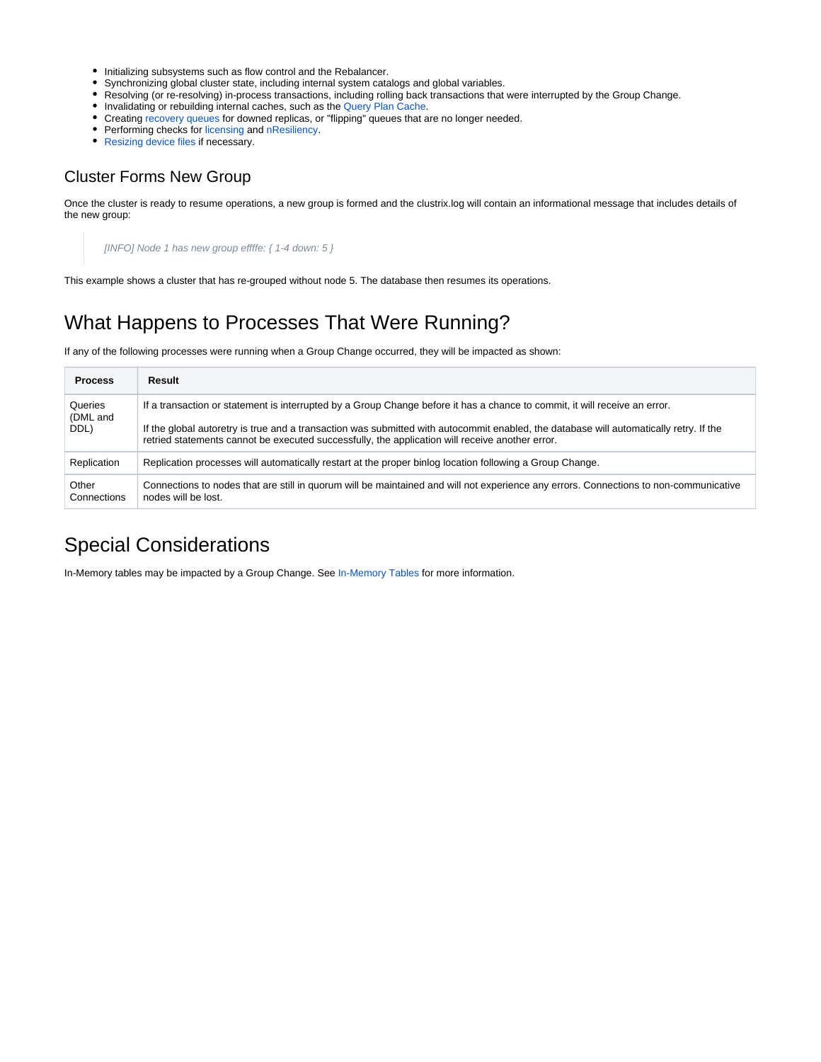- Initializing subsystems such as flow control and the Rebalancer.
- Synchronizing global cluster state, including internal system catalogs and global variables.
- Resolving (or re-resolving) in-process transactions, including rolling back transactions that were interrupted by the Group Change.
- Invalidating or rebuilding internal caches, such as the Query Plan Cache.
- Creating recovery queues for downed replicas, or "flipping" queues that are no longer needed.
- Performing checks for licensing and nResiliency.
- Resizing device files if necessary.

### Cluster Forms New Group

Once the cluster is ready to resume operations, a new group is formed and the clustrix.log will contain an informational message that includes details of the new group:

> *[INFO] Node 1 has new group effffe: { 1-4 down: 5 }*

This example shows a cluster that has re-grouped without node 5. The database then resumes its operations.

## What Happens to Processes That Were Running?

If any of the following processes were running when a Group Change occurred, they will be impacted as shown:

| Process | Result |
| --- | --- |
| Queries (DML and DDL) | If a transaction or statement is interrupted by a Group Change before it has a chance to commit, it will receive an error.<br><br>If the global autoretry is true and a transaction was submitted with autocommit enabled, the database will automatically retry. If the retried statements cannot be executed successfully, the application will receive another error. |
| Replication | Replication processes will automatically restart at the proper binlog location following a Group Change. |
| Other Connections | Connections to nodes that are still in quorum will be maintained and will not experience any errors. Connections to non-communicative nodes will be lost. |

## Special Considerations

In-Memory tables may be impacted by a Group Change. See In-Memory Tables for more information.